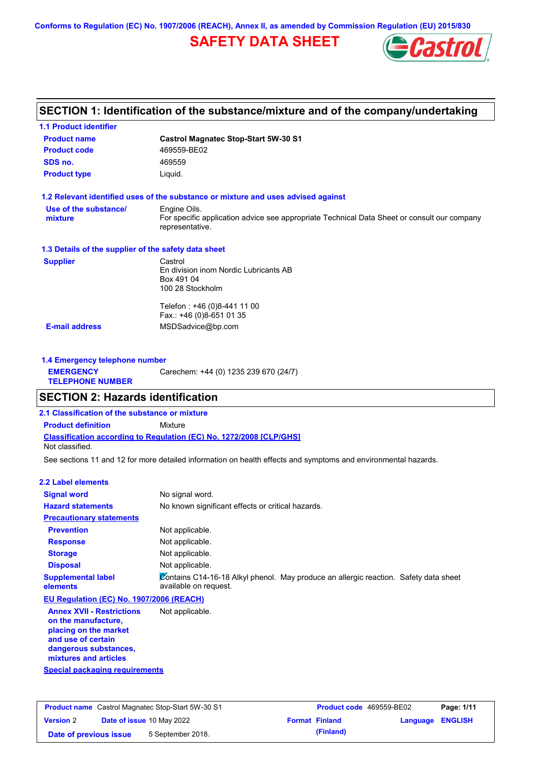**Conforms to Regulation (EC) No. 1907/2006 (REACH), Annex II, as amended by Commission Regulation (EU) 2015/830**

# SAFETY DATA SHEET

## SECTION 1: Identification of the substance/mixture and of the company/undertaking

### 1.1 Product identifier

| | |
|---|---|
| **Product name** | **Castrol Magnatec Stop-Start 5W-30 S1** |
| **Product code** | 469559-BE02 |
| **SDS no.** | 469559 |
| **Product type** | Liquid. |

### 1.2 Relevant identified uses of the substance or mixture and uses advised against

| | |
|---|---|
| **Use of the substance/ mixture** | Engine Oils. For specific application advice see appropriate Technical Data Sheet or consult our company representative. |

### 1.3 Details of the supplier of the safety data sheet

| | |
|---|---|
| **Supplier** | Castrol<br>En division inom Nordic Lubricants AB<br>Box 491 04<br>100 28 Stockholm<br><br>Telefon : +46 (0)8-441 11 00<br>Fax.: +46 (0)8-651 01 35 |
| **E-mail address** | MSDSadvice@bp.com |

### 1.4 Emergency telephone number

| | |
|---|---|
| **EMERGENCY TELEPHONE NUMBER** | Carechem: +44 (0) 1235 239 670 (24/7) |

## SECTION 2: Hazards identification

### 2.1 Classification of the substance or mixture

**Product definition** Mixture

**Classification according to Regulation (EC) No. 1272/2008 [CLP/GHS]**

Not classified.

See sections 11 and 12 for more detailed information on health effects and symptoms and environmental hazards.

### 2.2 Label elements

| | |
|---|---|
| **Signal word** | No signal word. |
| **Hazard statements** | No known significant effects or critical hazards. |
| **Precautionary statements** | |
| **Prevention** | Not applicable. |
| **Response** | Not applicable. |
| **Storage** | Not applicable. |
| **Disposal** | Not applicable. |
| **Supplemental label elements** | Contains C14-16-18 Alkyl phenol. May produce an allergic reaction. Safety data sheet available on request. |

**EU Regulation (EC) No. 1907/2006 (REACH)**

| | |
|---|---|
| **Annex XVII - Restrictions on the manufacture, placing on the market and use of certain dangerous substances, mixtures and articles** | Not applicable. |

**Special packaging requirements**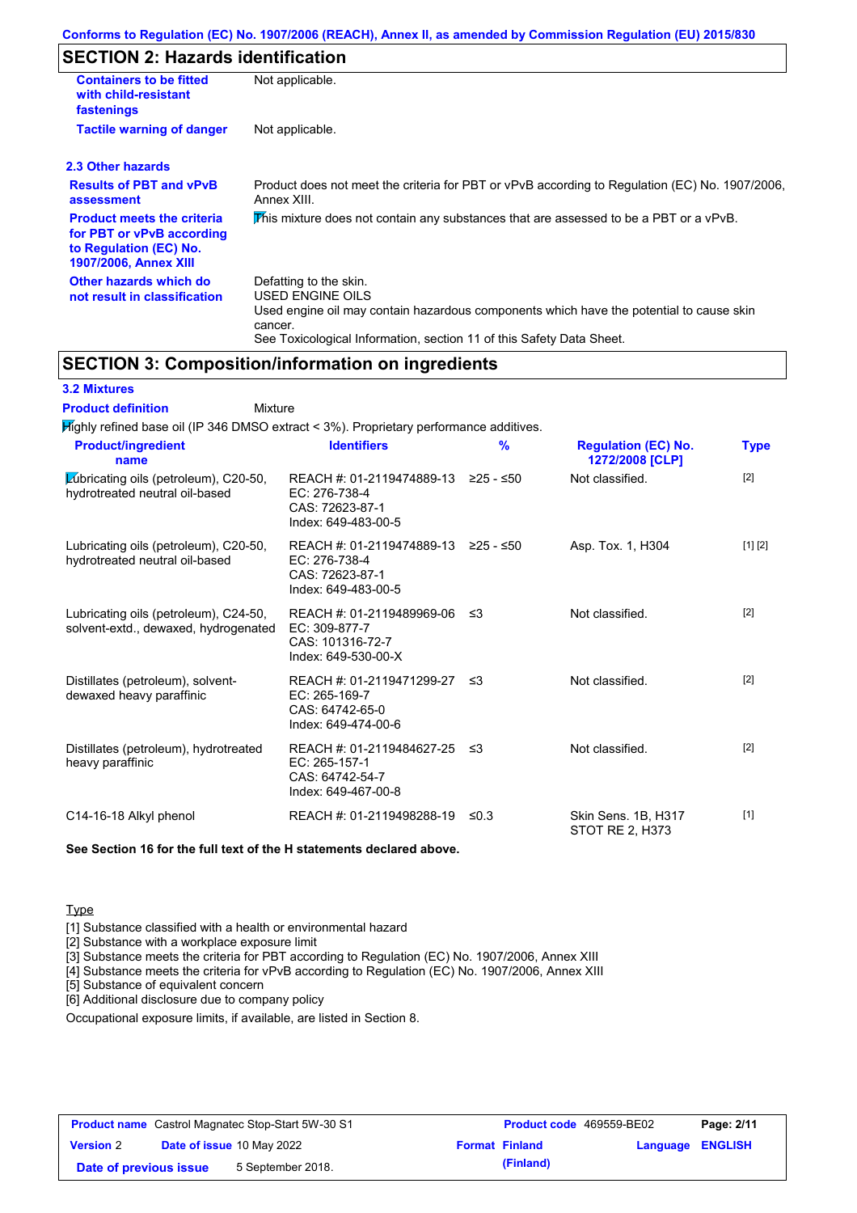## SECTION 2: Hazards identification

| | |
|---|---|
| **Containers to be fitted with child-resistant fastenings** | Not applicable. |
| **Tactile warning of danger** | Not applicable. |

### 2.3 Other hazards

| | |
|---|---|
| **Results of PBT and vPvB assessment** | Product does not meet the criteria for PBT or vPvB according to Regulation (EC) No. 1907/2006, Annex XIII. |
| **Product meets the criteria for PBT or vPvB according to Regulation (EC) No. 1907/2006, Annex XIII** | This mixture does not contain any substances that are assessed to be a PBT or a vPvB. |
| **Other hazards which do not result in classification** | Defatting to the skin.<br>USED ENGINE OILS<br>Used engine oil may contain hazardous components which have the potential to cause skin cancer.<br>See Toxicological Information, section 11 of this Safety Data Sheet. |

## SECTION 3: Composition/information on ingredients

### 3.2 Mixtures

**Product definition** Mixture

Highly refined base oil (IP 346 DMSO extract < 3%). Proprietary performance additives.

| Product/ingredient name | Identifiers | % | Regulation (EC) No. 1272/2008 [CLP] | Type |
|---|---|---|---|---|
| Lubricating oils (petroleum), C20-50, hydrotreated neutral oil-based | REACH #: 01-2119474889-13<br>EC: 276-738-4<br>CAS: 72623-87-1<br>Index: 649-483-00-5 | ≥25 - ≤50 | Not classified. | [2] |
| Lubricating oils (petroleum), C20-50, hydrotreated neutral oil-based | REACH #: 01-2119474889-13<br>EC: 276-738-4<br>CAS: 72623-87-1<br>Index: 649-483-00-5 | ≥25 - ≤50 | Asp. Tox. 1, H304 | [1] [2] |
| Lubricating oils (petroleum), C24-50, solvent-extd., dewaxed, hydrogenated | REACH #: 01-2119489969-06<br>EC: 309-877-7<br>CAS: 101316-72-7<br>Index: 649-530-00-X | ≤3 | Not classified. | [2] |
| Distillates (petroleum), solvent-dewaxed heavy paraffinic | REACH #: 01-2119471299-27<br>EC: 265-169-7<br>CAS: 64742-65-0<br>Index: 649-474-00-6 | ≤3 | Not classified. | [2] |
| Distillates (petroleum), hydrotreated heavy paraffinic | REACH #: 01-2119484627-25<br>EC: 265-157-1<br>CAS: 64742-54-7<br>Index: 649-467-00-8 | ≤3 | Not classified. | [2] |
| C14-16-18 Alkyl phenol | REACH #: 01-2119498288-19 | ≤0.3 | Skin Sens. 1B, H317<br>STOT RE 2, H373 | [1] |

**See Section 16 for the full text of the H statements declared above.**

Type

[1] Substance classified with a health or environmental hazard
[2] Substance with a workplace exposure limit
[3] Substance meets the criteria for PBT according to Regulation (EC) No. 1907/2006, Annex XIII
[4] Substance meets the criteria for vPvB according to Regulation (EC) No. 1907/2006, Annex XIII
[5] Substance of equivalent concern
[6] Additional disclosure due to company policy

Occupational exposure limits, if available, are listed in Section 8.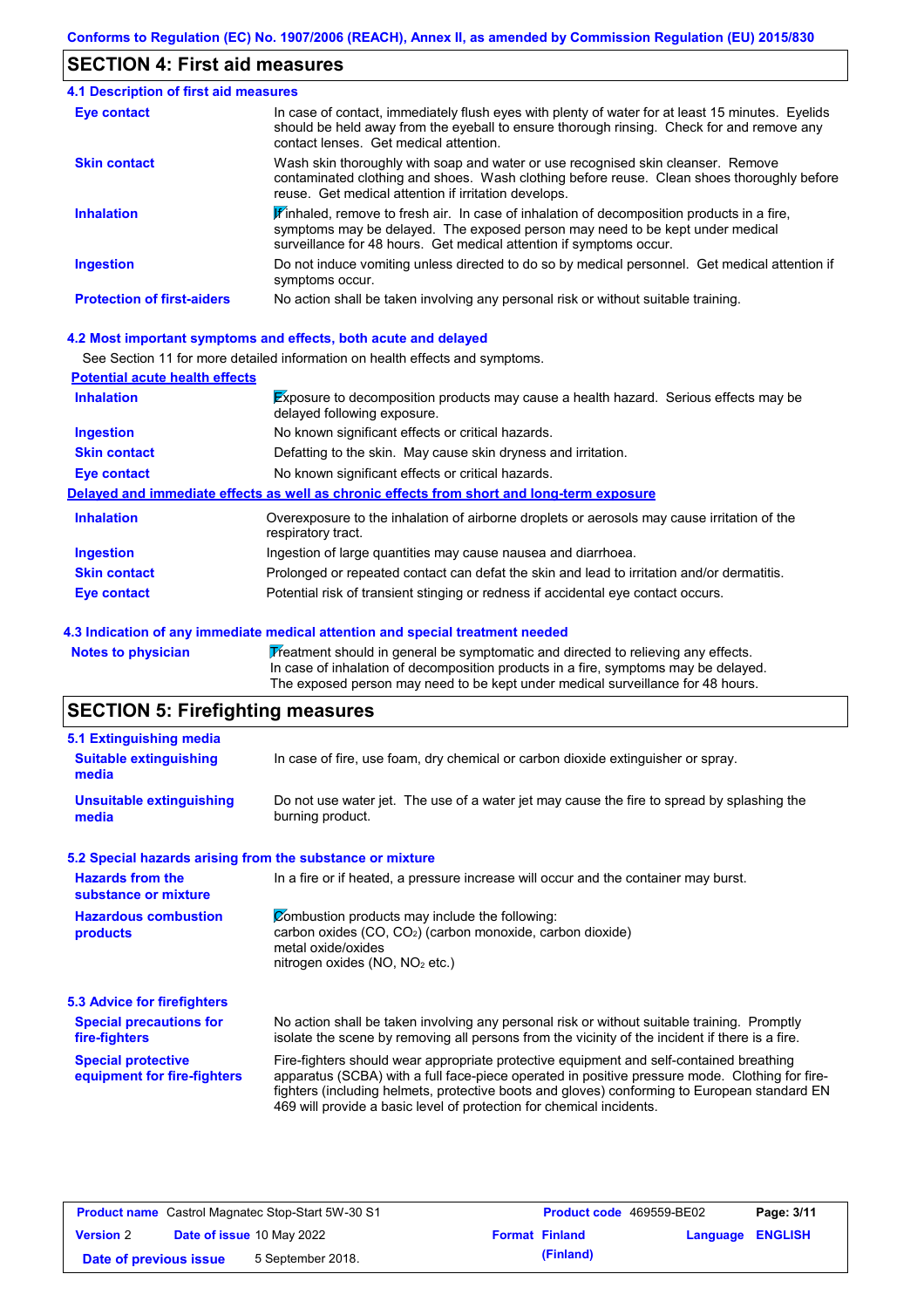## SECTION 4: First aid measures

### 4.1 Description of first aid measures

| | |
|---|---|
| **Eye contact** | In case of contact, immediately flush eyes with plenty of water for at least 15 minutes. Eyelids should be held away from the eyeball to ensure thorough rinsing. Check for and remove any contact lenses. Get medical attention. |
| **Skin contact** | Wash skin thoroughly with soap and water or use recognised skin cleanser. Remove contaminated clothing and shoes. Wash clothing before reuse. Clean shoes thoroughly before reuse. Get medical attention if irritation develops. |
| **Inhalation** | If inhaled, remove to fresh air. In case of inhalation of decomposition products in a fire, symptoms may be delayed. The exposed person may need to be kept under medical surveillance for 48 hours. Get medical attention if symptoms occur. |
| **Ingestion** | Do not induce vomiting unless directed to do so by medical personnel. Get medical attention if symptoms occur. |
| **Protection of first-aiders** | No action shall be taken involving any personal risk or without suitable training. |

### 4.2 Most important symptoms and effects, both acute and delayed

See Section 11 for more detailed information on health effects and symptoms.

**Potential acute health effects**

| | |
|---|---|
| **Inhalation** | Exposure to decomposition products may cause a health hazard. Serious effects may be delayed following exposure. |
| **Ingestion** | No known significant effects or critical hazards. |
| **Skin contact** | Defatting to the skin. May cause skin dryness and irritation. |
| **Eye contact** | No known significant effects or critical hazards. |

**Delayed and immediate effects as well as chronic effects from short and long-term exposure**

| | |
|---|---|
| **Inhalation** | Overexposure to the inhalation of airborne droplets or aerosols may cause irritation of the respiratory tract. |
| **Ingestion** | Ingestion of large quantities may cause nausea and diarrhoea. |
| **Skin contact** | Prolonged or repeated contact can defat the skin and lead to irritation and/or dermatitis. |
| **Eye contact** | Potential risk of transient stinging or redness if accidental eye contact occurs. |

### 4.3 Indication of any immediate medical attention and special treatment needed

| | |
|---|---|
| **Notes to physician** | Treatment should in general be symptomatic and directed to relieving any effects. In case of inhalation of decomposition products in a fire, symptoms may be delayed. The exposed person may need to be kept under medical surveillance for 48 hours. |

## SECTION 5: Firefighting measures

### 5.1 Extinguishing media

| | |
|---|---|
| **Suitable extinguishing media** | In case of fire, use foam, dry chemical or carbon dioxide extinguisher or spray. |
| **Unsuitable extinguishing media** | Do not use water jet. The use of a water jet may cause the fire to spread by splashing the burning product. |

### 5.2 Special hazards arising from the substance or mixture

| | |
|---|---|
| **Hazards from the substance or mixture** | In a fire or if heated, a pressure increase will occur and the container may burst. |
| **Hazardous combustion products** | Combustion products may include the following:<br>carbon oxides (CO, $CO_2$) (carbon monoxide, carbon dioxide)<br>metal oxide/oxides<br>nitrogen oxides (NO, $NO_2$ etc.) |

### 5.3 Advice for firefighters

| | |
|---|---|
| **Special precautions for fire-fighters** | No action shall be taken involving any personal risk or without suitable training. Promptly isolate the scene by removing all persons from the vicinity of the incident if there is a fire. |
| **Special protective equipment for fire-fighters** | Fire-fighters should wear appropriate protective equipment and self-contained breathing apparatus (SCBA) with a full face-piece operated in positive pressure mode. Clothing for fire-fighters (including helmets, protective boots and gloves) conforming to European standard EN 469 will provide a basic level of protection for chemical incidents. |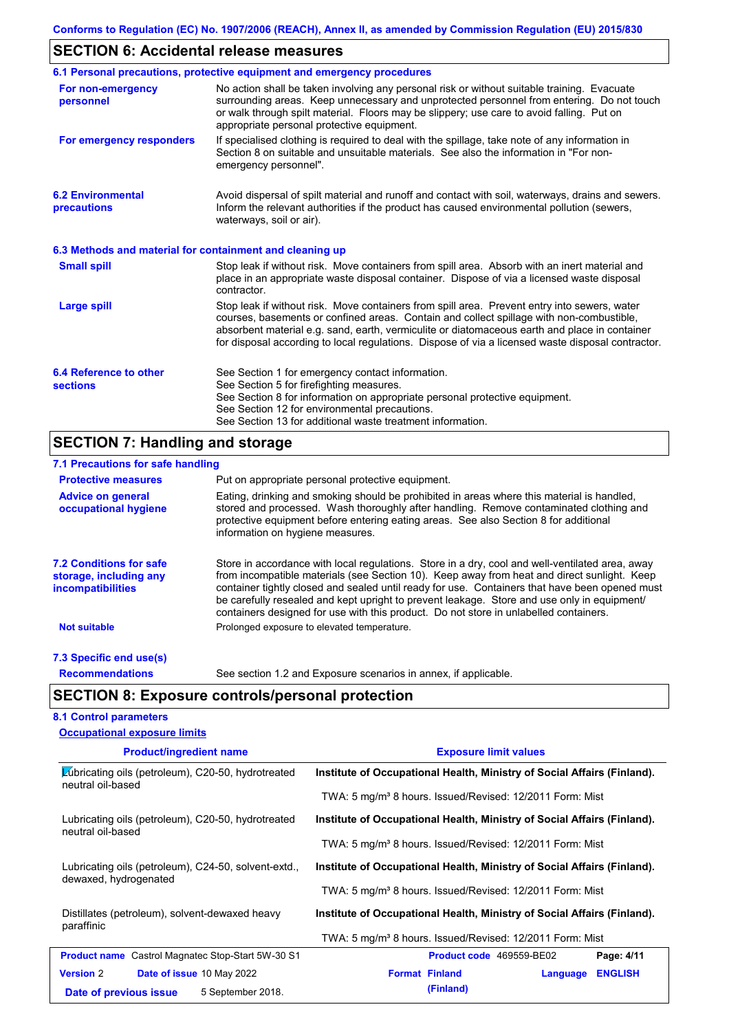## SECTION 6: Accidental release measures

### 6.1 Personal precautions, protective equipment and emergency procedures

**For non-emergency personnel**

No action shall be taken involving any personal risk or without suitable training. Evacuate surrounding areas. Keep unnecessary and unprotected personnel from entering. Do not touch or walk through spilt material. Floors may be slippery; use care to avoid falling. Put on appropriate personal protective equipment.

**For emergency responders**

If specialised clothing is required to deal with the spillage, take note of any information in Section 8 on suitable and unsuitable materials. See also the information in "For non-emergency personnel".

### 6.2 Environmental precautions

Avoid dispersal of spilt material and runoff and contact with soil, waterways, drains and sewers. Inform the relevant authorities if the product has caused environmental pollution (sewers, waterways, soil or air).

### 6.3 Methods and material for containment and cleaning up

**Small spill**

Stop leak if without risk. Move containers from spill area. Absorb with an inert material and place in an appropriate waste disposal container. Dispose of via a licensed waste disposal contractor.

**Large spill**

Stop leak if without risk. Move containers from spill area. Prevent entry into sewers, water courses, basements or confined areas. Contain and collect spillage with non-combustible, absorbent material e.g. sand, earth, vermiculite or diatomaceous earth and place in container for disposal according to local regulations. Dispose of via a licensed waste disposal contractor.

### 6.4 Reference to other sections

See Section 1 for emergency contact information.
See Section 5 for firefighting measures.
See Section 8 for information on appropriate personal protective equipment.
See Section 12 for environmental precautions.
See Section 13 for additional waste treatment information.

## SECTION 7: Handling and storage

### 7.1 Precautions for safe handling

**Protective measures**

Put on appropriate personal protective equipment.

**Advice on general occupational hygiene**

Eating, drinking and smoking should be prohibited in areas where this material is handled, stored and processed. Wash thoroughly after handling. Remove contaminated clothing and protective equipment before entering eating areas. See also Section 8 for additional information on hygiene measures.

### 7.2 Conditions for safe storage, including any incompatibilities

Store in accordance with local regulations. Store in a dry, cool and well-ventilated area, away from incompatible materials (see Section 10). Keep away from heat and direct sunlight. Keep container tightly closed and sealed until ready for use. Containers that have been opened must be carefully resealed and kept upright to prevent leakage. Store and use only in equipment/ containers designed for use with this product. Do not store in unlabelled containers.

**Not suitable**

Prolonged exposure to elevated temperature.

### 7.3 Specific end use(s)

**Recommendations**

See section 1.2 and Exposure scenarios in annex, if applicable.

## SECTION 8: Exposure controls/personal protection

### 8.1 Control parameters

**Occupational exposure limits**

| Product/ingredient name | Exposure limit values |
|---|---|
| Lubricating oils (petroleum), C20-50, hydrotreated neutral oil-based | **Institute of Occupational Health, Ministry of Social Affairs (Finland).** TWA: 5 mg/m³ 8 hours. Issued/Revised: 12/2011 Form: Mist |
| Lubricating oils (petroleum), C20-50, hydrotreated neutral oil-based | **Institute of Occupational Health, Ministry of Social Affairs (Finland).** TWA: 5 mg/m³ 8 hours. Issued/Revised: 12/2011 Form: Mist |
| Lubricating oils (petroleum), C24-50, solvent-extd., dewaxed, hydrogenated | **Institute of Occupational Health, Ministry of Social Affairs (Finland).** TWA: 5 mg/m³ 8 hours. Issued/Revised: 12/2011 Form: Mist |
| Distillates (petroleum), solvent-dewaxed heavy paraffinic | **Institute of Occupational Health, Ministry of Social Affairs (Finland).** TWA: 5 mg/m³ 8 hours. Issued/Revised: 12/2011 Form: Mist |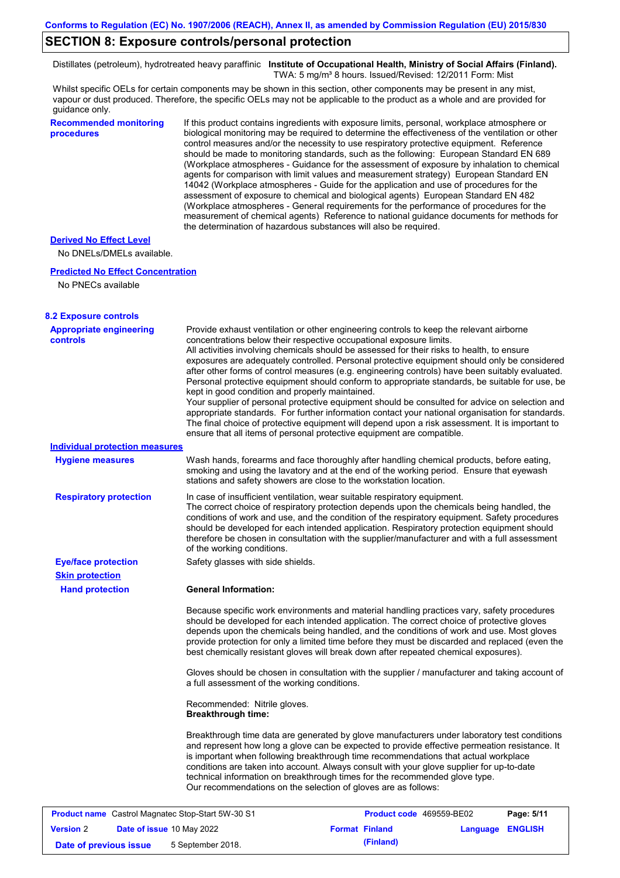## SECTION 8: Exposure controls/personal protection

| | |
|---|---|
| Distillates (petroleum), hydrotreated heavy paraffinic | **Institute of Occupational Health, Ministry of Social Affairs (Finland).** TWA: 5 mg/m³ 8 hours. Issued/Revised: 12/2011 Form: Mist |

Whilst specific OELs for certain components may be shown in this section, other components may be present in any mist, vapour or dust produced. Therefore, the specific OELs may not be applicable to the product as a whole and are provided for guidance only.

**Recommended monitoring procedures**

If this product contains ingredients with exposure limits, personal, workplace atmosphere or biological monitoring may be required to determine the effectiveness of the ventilation or other control measures and/or the necessity to use respiratory protective equipment. Reference should be made to monitoring standards, such as the following: European Standard EN 689 (Workplace atmospheres - Guidance for the assessment of exposure by inhalation to chemical agents for comparison with limit values and measurement strategy) European Standard EN 14042 (Workplace atmospheres - Guide for the application and use of procedures for the assessment of exposure to chemical and biological agents) European Standard EN 482 (Workplace atmospheres - General requirements for the performance of procedures for the measurement of chemical agents) Reference to national guidance documents for methods for the determination of hazardous substances will also be required.

**Derived No Effect Level**

No DNELs/DMELs available.

**Predicted No Effect Concentration**

No PNECs available

### 8.2 Exposure controls

**Appropriate engineering controls**

Provide exhaust ventilation or other engineering controls to keep the relevant airborne concentrations below their respective occupational exposure limits.
All activities involving chemicals should be assessed for their risks to health, to ensure exposures are adequately controlled. Personal protective equipment should only be considered after other forms of control measures (e.g. engineering controls) have been suitably evaluated. Personal protective equipment should conform to appropriate standards, be suitable for use, be kept in good condition and properly maintained.
Your supplier of personal protective equipment should be consulted for advice on selection and appropriate standards. For further information contact your national organisation for standards.
The final choice of protective equipment will depend upon a risk assessment. It is important to ensure that all items of personal protective equipment are compatible.

**Individual protection measures**

**Hygiene measures**

Wash hands, forearms and face thoroughly after handling chemical products, before eating, smoking and using the lavatory and at the end of the working period. Ensure that eyewash stations and safety showers are close to the workstation location.

**Respiratory protection**

In case of insufficient ventilation, wear suitable respiratory equipment.
The correct choice of respiratory protection depends upon the chemicals being handled, the conditions of work and use, and the condition of the respiratory equipment. Safety procedures should be developed for each intended application. Respiratory protection equipment should therefore be chosen in consultation with the supplier/manufacturer and with a full assessment of the working conditions.

**Eye/face protection**

Safety glasses with side shields.

**Skin protection**

**Hand protection**

**General Information:**

Because specific work environments and material handling practices vary, safety procedures should be developed for each intended application. The correct choice of protective gloves depends upon the chemicals being handled, and the conditions of work and use. Most gloves provide protection for only a limited time before they must be discarded and replaced (even the best chemically resistant gloves will break down after repeated chemical exposures).

Gloves should be chosen in consultation with the supplier / manufacturer and taking account of a full assessment of the working conditions.

Recommended: Nitrile gloves.
**Breakthrough time:**

Breakthrough time data are generated by glove manufacturers under laboratory test conditions and represent how long a glove can be expected to provide effective permeation resistance. It is important when following breakthrough time recommendations that actual workplace conditions are taken into account. Always consult with your glove supplier for up-to-date technical information on breakthrough times for the recommended glove type.
Our recommendations on the selection of gloves are as follows: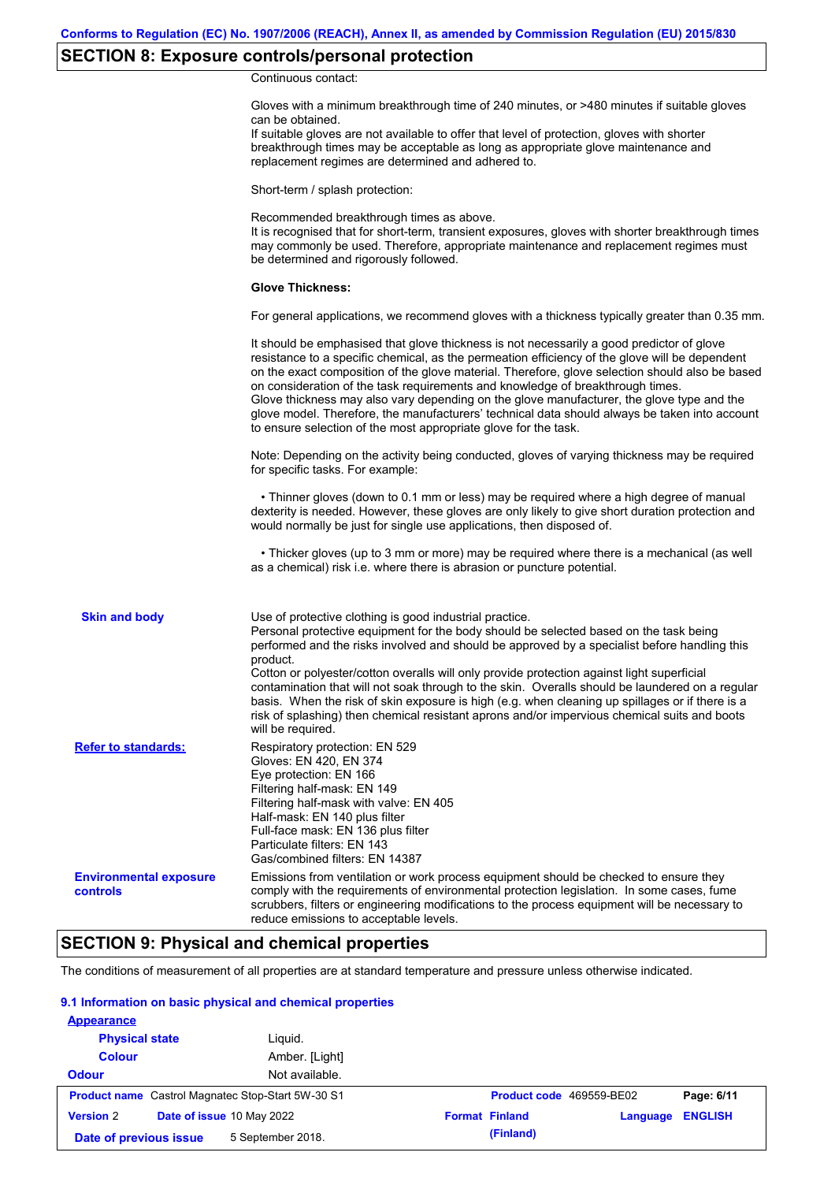## SECTION 8: Exposure controls/personal protection

Continuous contact:

Gloves with a minimum breakthrough time of 240 minutes, or >480 minutes if suitable gloves can be obtained.
If suitable gloves are not available to offer that level of protection, gloves with shorter breakthrough times may be acceptable as long as appropriate glove maintenance and replacement regimes are determined and adhered to.

Short-term / splash protection:

Recommended breakthrough times as above.
It is recognised that for short-term, transient exposures, gloves with shorter breakthrough times may commonly be used. Therefore, appropriate maintenance and replacement regimes must be determined and rigorously followed.

**Glove Thickness:**

For general applications, we recommend gloves with a thickness typically greater than 0.35 mm.

It should be emphasised that glove thickness is not necessarily a good predictor of glove resistance to a specific chemical, as the permeation efficiency of the glove will be dependent on the exact composition of the glove material. Therefore, glove selection should also be based on consideration of the task requirements and knowledge of breakthrough times.
Glove thickness may also vary depending on the glove manufacturer, the glove type and the glove model. Therefore, the manufacturers' technical data should always be taken into account to ensure selection of the most appropriate glove for the task.

Note: Depending on the activity being conducted, gloves of varying thickness may be required for specific tasks. For example:

- Thinner gloves (down to 0.1 mm or less) may be required where a high degree of manual dexterity is needed. However, these gloves are only likely to give short duration protection and would normally be just for single use applications, then disposed of.

- Thicker gloves (up to 3 mm or more) may be required where there is a mechanical (as well as a chemical) risk i.e. where there is abrasion or puncture potential.

**Skin and body**

Use of protective clothing is good industrial practice.
Personal protective equipment for the body should be selected based on the task being performed and the risks involved and should be approved by a specialist before handling this product.
Cotton or polyester/cotton overalls will only provide protection against light superficial contamination that will not soak through to the skin. Overalls should be laundered on a regular basis. When the risk of skin exposure is high (e.g. when cleaning up spillages or if there is a risk of splashing) then chemical resistant aprons and/or impervious chemical suits and boots will be required.

**Refer to standards:**

Respiratory protection: EN 529
Gloves: EN 420, EN 374
Eye protection: EN 166
Filtering half-mask: EN 149
Filtering half-mask with valve: EN 405
Half-mask: EN 140 plus filter
Full-face mask: EN 136 plus filter
Particulate filters: EN 143
Gas/combined filters: EN 14387

**Environmental exposure controls**

Emissions from ventilation or work process equipment should be checked to ensure they comply with the requirements of environmental protection legislation. In some cases, fume scrubbers, filters or engineering modifications to the process equipment will be necessary to reduce emissions to acceptable levels.

## SECTION 9: Physical and chemical properties

The conditions of measurement of all properties are at standard temperature and pressure unless otherwise indicated.

### 9.1 Information on basic physical and chemical properties

**Appearance**

| | |
|---|---|
| **Physical state** | Liquid. |
| **Colour** | Amber. [Light] |
| **Odour** | Not available. |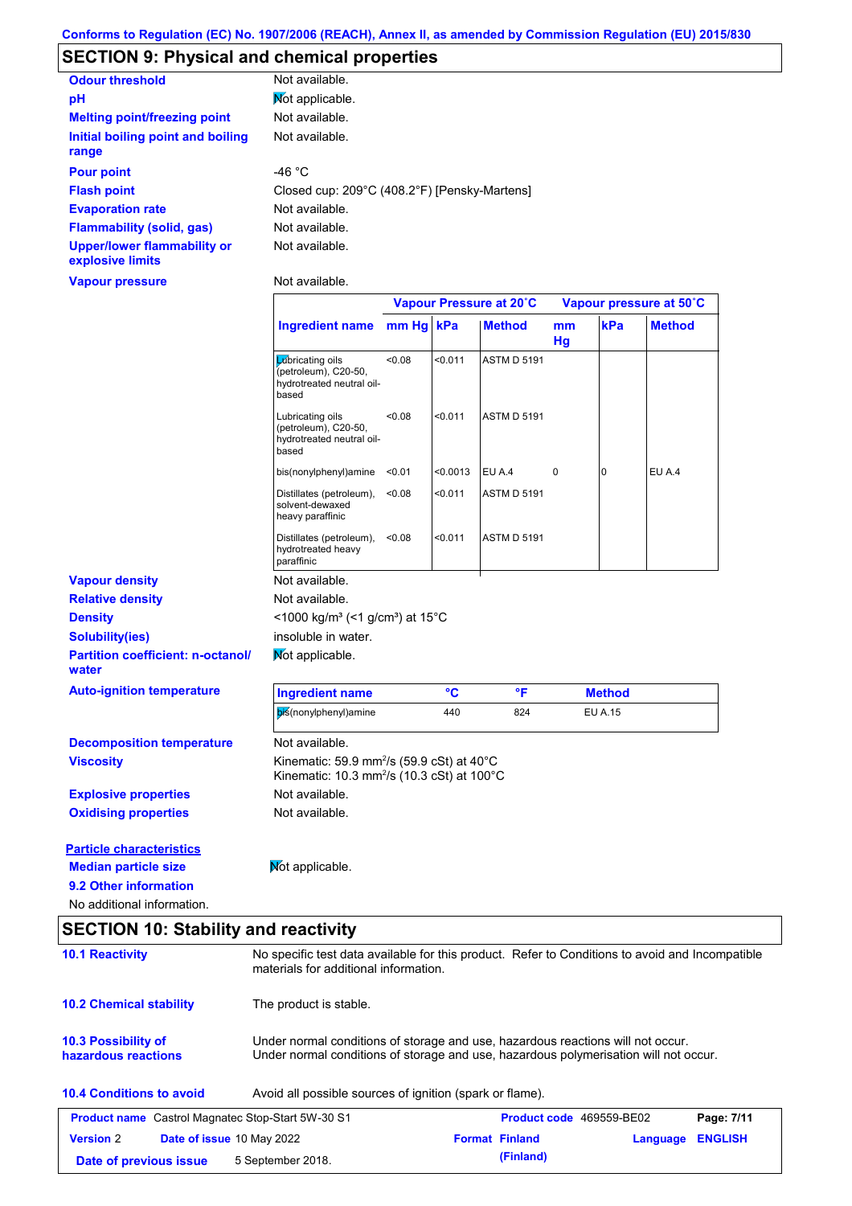Conforms to Regulation (EC) No. 1907/2006 (REACH), Annex II, as amended by Commission Regulation (EU) 2015/830

## SECTION 9: Physical and chemical properties

**Odour threshold** Not available.

**pH** Not applicable.

**Melting point/freezing point** Not available.

**Initial boiling point and boiling range** Not available.

**Pour point** -46 °C

**Flash point** Closed cup: 209°C (408.2°F) [Pensky-Martens]

**Evaporation rate** Not available.

**Flammability (solid, gas)** Not available.

**Upper/lower flammability or explosive limits** Not available.

**Vapour pressure** Not available.

| Ingredient name | Vapour Pressure at 20˚C mm Hg | kPa | Method | Vapour pressure at 50˚C mm Hg | kPa | Method |
|---|---|---|---|---|---|---|
| Lubricating oils (petroleum), C20-50, hydrotreated neutral oil-based | <0.08 | <0.011 | ASTM D 5191 | | | |
| Lubricating oils (petroleum), C20-50, hydrotreated neutral oil-based | <0.08 | <0.011 | ASTM D 5191 | | | |
| bis(nonylphenyl)amine | <0.01 | <0.0013 | EU A.4 | 0 | 0 | EU A.4 |
| Distillates (petroleum), solvent-dewaxed heavy paraffinic | <0.08 | <0.011 | ASTM D 5191 | | | |
| Distillates (petroleum), hydrotreated heavy paraffinic | <0.08 | <0.011 | ASTM D 5191 | | | |

**Vapour density** Not available.

**Relative density** Not available.

**Density** <1000 kg/m³ (<1 g/cm³) at 15°C

**Solubility(ies)** insoluble in water.

**Partition coefficient: n-octanol/ water** Not applicable.

**Auto-ignition temperature**

| Ingredient name | °C | °F | Method |
|---|---|---|---|
| bis(nonylphenyl)amine | 440 | 824 | EU A.15 |

**Decomposition temperature** Not available.

**Viscosity** Kinematic: 59.9 mm²/s (59.9 cSt) at 40°C
Kinematic: 10.3 mm²/s (10.3 cSt) at 100°C

**Explosive properties** Not available.

**Oxidising properties** Not available.

**Particle characteristics**

**Median particle size** Not applicable.

**9.2 Other information**

No additional information.

## SECTION 10: Stability and reactivity

**10.1 Reactivity** No specific test data available for this product. Refer to Conditions to avoid and Incompatible materials for additional information.

**10.2 Chemical stability** The product is stable.

**10.3 Possibility of hazardous reactions** Under normal conditions of storage and use, hazardous reactions will not occur.
Under normal conditions of storage and use, hazardous polymerisation will not occur.

**10.4 Conditions to avoid** Avoid all possible sources of ignition (spark or flame).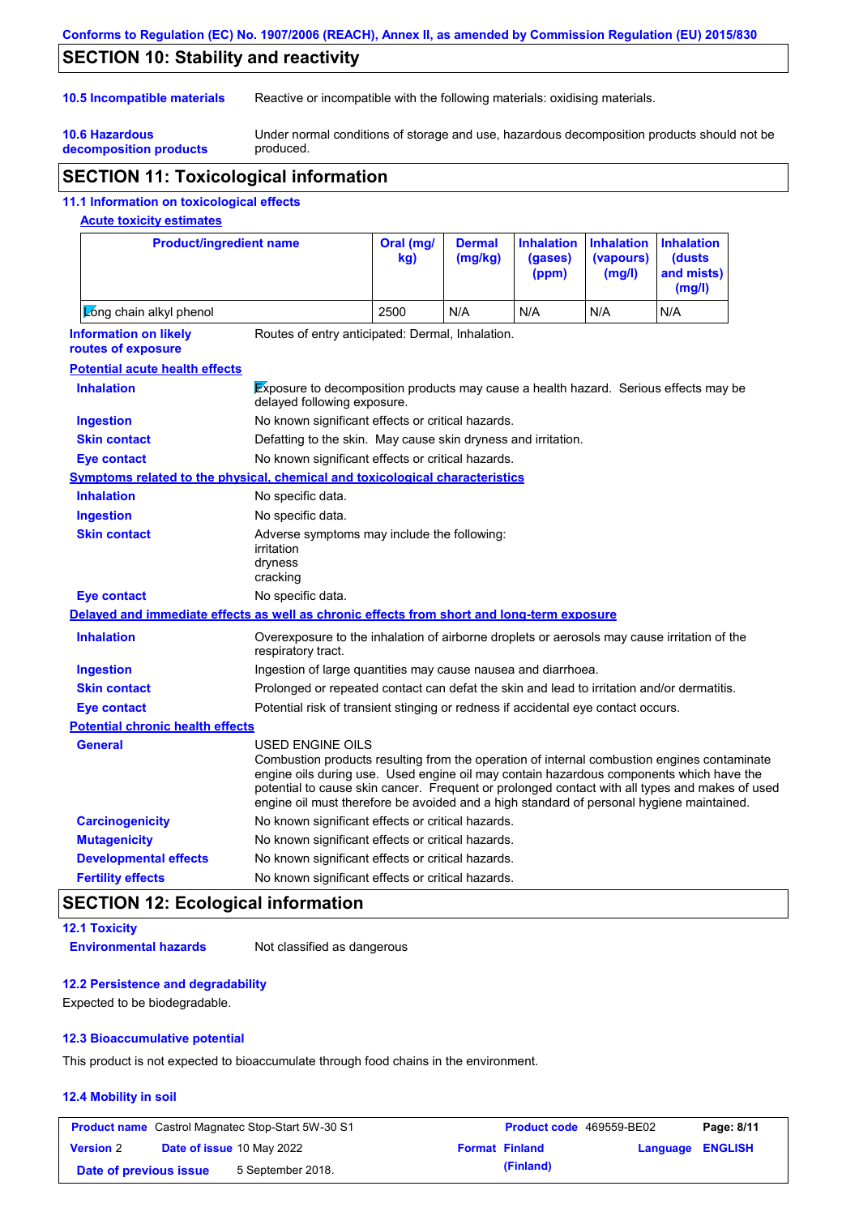## SECTION 10: Stability and reactivity

**10.5 Incompatible materials** — Reactive or incompatible with the following materials: oxidising materials.

**10.6 Hazardous decomposition products** — Under normal conditions of storage and use, hazardous decomposition products should not be produced.

## SECTION 11: Toxicological information

### 11.1 Information on toxicological effects

**Acute toxicity estimates**

| Product/ingredient name | Oral (mg/kg) | Dermal (mg/kg) | Inhalation (gases) (ppm) | Inhalation (vapours) (mg/l) | Inhalation (dusts and mists) (mg/l) |
|---|---|---|---|---|---|
| Long chain alkyl phenol | 2500 | N/A | N/A | N/A | N/A |

**Information on likely routes of exposure** — Routes of entry anticipated: Dermal, Inhalation.

**Potential acute health effects**

- **Inhalation** — Exposure to decomposition products may cause a health hazard. Serious effects may be delayed following exposure.
- **Ingestion** — No known significant effects or critical hazards.
- **Skin contact** — Defatting to the skin. May cause skin dryness and irritation.
- **Eye contact** — No known significant effects or critical hazards.

**Symptoms related to the physical, chemical and toxicological characteristics**

- **Inhalation** — No specific data.
- **Ingestion** — No specific data.
- **Skin contact** — Adverse symptoms may include the following:
  irritation
  dryness
  cracking
- **Eye contact** — No specific data.

**Delayed and immediate effects as well as chronic effects from short and long-term exposure**

- **Inhalation** — Overexposure to the inhalation of airborne droplets or aerosols may cause irritation of the respiratory tract.
- **Ingestion** — Ingestion of large quantities may cause nausea and diarrhoea.
- **Skin contact** — Prolonged or repeated contact can defat the skin and lead to irritation and/or dermatitis.
- **Eye contact** — Potential risk of transient stinging or redness if accidental eye contact occurs.

**Potential chronic health effects**

- **General** — USED ENGINE OILS
  Combustion products resulting from the operation of internal combustion engines contaminate engine oils during use. Used engine oil may contain hazardous components which have the potential to cause skin cancer. Frequent or prolonged contact with all types and makes of used engine oil must therefore be avoided and a high standard of personal hygiene maintained.
- **Carcinogenicity** — No known significant effects or critical hazards.
- **Mutagenicity** — No known significant effects or critical hazards.
- **Developmental effects** — No known significant effects or critical hazards.
- **Fertility effects** — No known significant effects or critical hazards.

## SECTION 12: Ecological information

### 12.1 Toxicity

**Environmental hazards** — Not classified as dangerous

### 12.2 Persistence and degradability

Expected to be biodegradable.

### 12.3 Bioaccumulative potential

This product is not expected to bioaccumulate through food chains in the environment.

### 12.4 Mobility in soil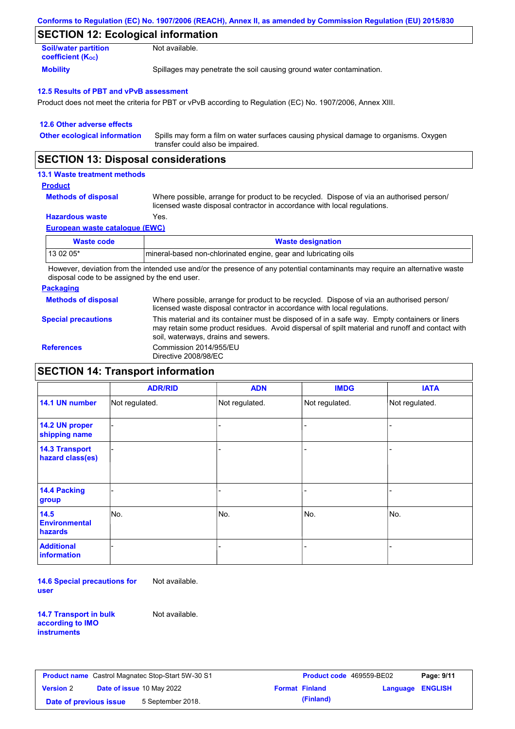## SECTION 12: Ecological information

**Soil/water partition coefficient ($K_{OC}$)** Not available.

**Mobility** Spillages may penetrate the soil causing ground water contamination.

### 12.5 Results of PBT and vPvB assessment

Product does not meet the criteria for PBT or vPvB according to Regulation (EC) No. 1907/2006, Annex XIII.

### 12.6 Other adverse effects

**Other ecological information** Spills may form a film on water surfaces causing physical damage to organisms. Oxygen transfer could also be impaired.

## SECTION 13: Disposal considerations

### 13.1 Waste treatment methods

**Product**

**Methods of disposal** Where possible, arrange for product to be recycled. Dispose of via an authorised person/ licensed waste disposal contractor in accordance with local regulations.

**Hazardous waste** Yes.

**European waste catalogue (EWC)**

| Waste code | Waste designation |
|---|---|
| 13 02 05* | mineral-based non-chlorinated engine, gear and lubricating oils |

However, deviation from the intended use and/or the presence of any potential contaminants may require an alternative waste disposal code to be assigned by the end user.

**Packaging**

**Methods of disposal** Where possible, arrange for product to be recycled. Dispose of via an authorised person/ licensed waste disposal contractor in accordance with local regulations.

**Special precautions** This material and its container must be disposed of in a safe way. Empty containers or liners may retain some product residues. Avoid dispersal of spilt material and runoff and contact with soil, waterways, drains and sewers.

**References** Commission 2014/955/EU
Directive 2008/98/EC

## SECTION 14: Transport information

| | ADR/RID | ADN | IMDG | IATA |
|---|---|---|---|---|
| **14.1 UN number** | Not regulated. | Not regulated. | Not regulated. | Not regulated. |
| **14.2 UN proper shipping name** | - | - | - | - |
| **14.3 Transport hazard class(es)** | - | - | - | - |
| **14.4 Packing group** | - | - | - | - |
| **14.5 Environmental hazards** | No. | No. | No. | No. |
| **Additional information** | - | - | - | - |

**14.6 Special precautions for user** Not available.

**14.7 Transport in bulk according to IMO instruments** Not available.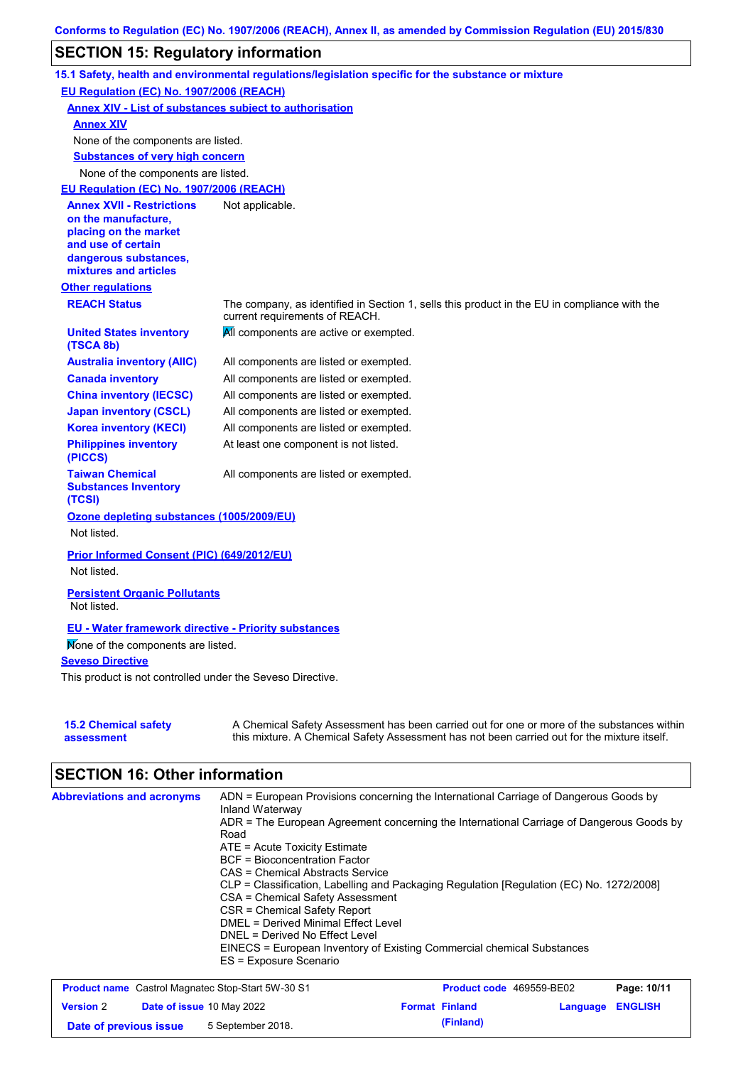## SECTION 15: Regulatory information

### 15.1 Safety, health and environmental regulations/legislation specific for the substance or mixture

**EU Regulation (EC) No. 1907/2006 (REACH)**

**Annex XIV - List of substances subject to authorisation**

**Annex XIV**

None of the components are listed.

**Substances of very high concern**

None of the components are listed.

**EU Regulation (EC) No. 1907/2006 (REACH)**

| | |
|---|---|
| **Annex XVII - Restrictions on the manufacture, placing on the market and use of certain dangerous substances, mixtures and articles** | Not applicable. |

**Other regulations**

| | |
|---|---|
| **REACH Status** | The company, as identified in Section 1, sells this product in the EU in compliance with the current requirements of REACH. |
| **United States inventory (TSCA 8b)** | All components are active or exempted. |
| **Australia inventory (AIIC)** | All components are listed or exempted. |
| **Canada inventory** | All components are listed or exempted. |
| **China inventory (IECSC)** | All components are listed or exempted. |
| **Japan inventory (CSCL)** | All components are listed or exempted. |
| **Korea inventory (KECI)** | All components are listed or exempted. |
| **Philippines inventory (PICCS)** | At least one component is not listed. |
| **Taiwan Chemical Substances Inventory (TCSI)** | All components are listed or exempted. |

**Ozone depleting substances (1005/2009/EU)**

Not listed.

**Prior Informed Consent (PIC) (649/2012/EU)**

Not listed.

**Persistent Organic Pollutants**

Not listed.

**EU - Water framework directive - Priority substances**

None of the components are listed.

**Seveso Directive**

This product is not controlled under the Seveso Directive.

| | |
|---|---|
| **15.2 Chemical safety assessment** | A Chemical Safety Assessment has been carried out for one or more of the substances within this mixture. A Chemical Safety Assessment has not been carried out for the mixture itself. |

## SECTION 16: Other information

**Abbreviations and acronyms**

ADN = European Provisions concerning the International Carriage of Dangerous Goods by Inland Waterway
ADR = The European Agreement concerning the International Carriage of Dangerous Goods by Road
ATE = Acute Toxicity Estimate
BCF = Bioconcentration Factor
CAS = Chemical Abstracts Service
CLP = Classification, Labelling and Packaging Regulation [Regulation (EC) No. 1272/2008]
CSA = Chemical Safety Assessment
CSR = Chemical Safety Report
DMEL = Derived Minimal Effect Level
DNEL = Derived No Effect Level
EINECS = European Inventory of Existing Commercial chemical Substances
ES = Exposure Scenario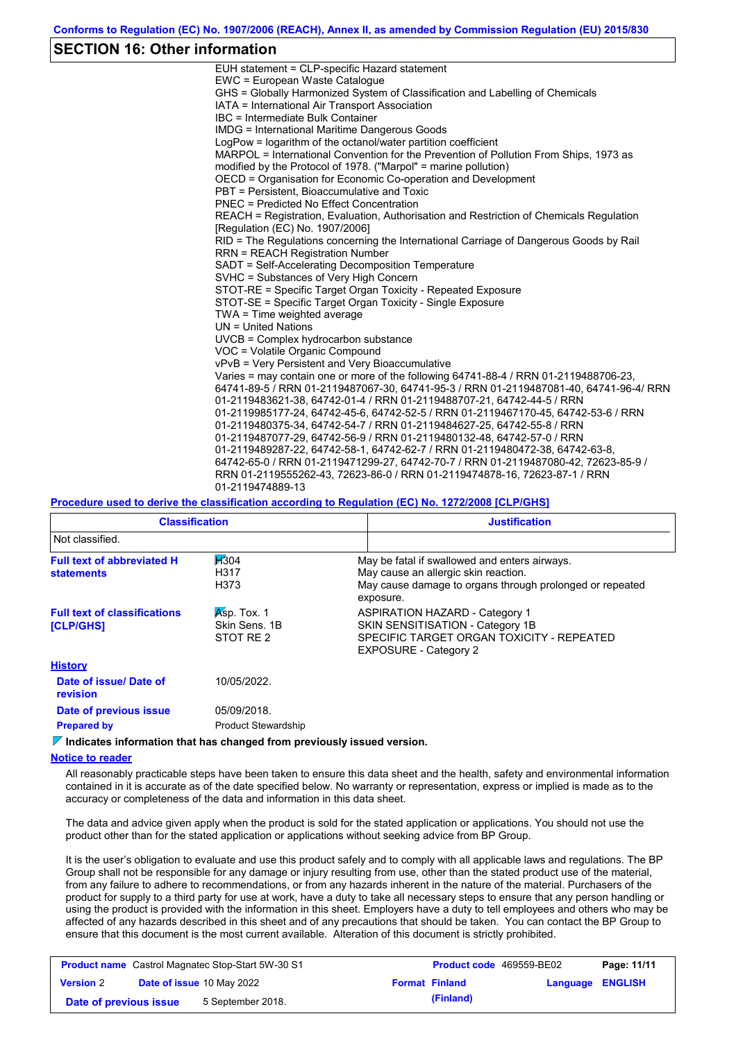## SECTION 16: Other information

EUH statement = CLP-specific Hazard statement
EWC = European Waste Catalogue
GHS = Globally Harmonized System of Classification and Labelling of Chemicals
IATA = International Air Transport Association
IBC = Intermediate Bulk Container
IMDG = International Maritime Dangerous Goods
LogPow = logarithm of the octanol/water partition coefficient
MARPOL = International Convention for the Prevention of Pollution From Ships, 1973 as modified by the Protocol of 1978. ("Marpol" = marine pollution)
OECD = Organisation for Economic Co-operation and Development
PBT = Persistent, Bioaccumulative and Toxic
PNEC = Predicted No Effect Concentration
REACH = Registration, Evaluation, Authorisation and Restriction of Chemicals Regulation [Regulation (EC) No. 1907/2006]
RID = The Regulations concerning the International Carriage of Dangerous Goods by Rail
RRN = REACH Registration Number
SADT = Self-Accelerating Decomposition Temperature
SVHC = Substances of Very High Concern
STOT-RE = Specific Target Organ Toxicity - Repeated Exposure
STOT-SE = Specific Target Organ Toxicity - Single Exposure
TWA = Time weighted average
UN = United Nations
UVCB = Complex hydrocarbon substance
VOC = Volatile Organic Compound
vPvB = Very Persistent and Very Bioaccumulative
Varies = may contain one or more of the following 64741-88-4 / RRN 01-2119488706-23, 64741-89-5 / RRN 01-2119487067-30, 64741-95-3 / RRN 01-2119487081-40, 64741-96-4/ RRN 01-2119483621-38, 64742-01-4 / RRN 01-2119488707-21, 64742-44-5 / RRN 01-2119985177-24, 64742-45-6, 64742-52-5 / RRN 01-2119467170-45, 64742-53-6 / RRN 01-2119480375-34, 64742-54-7 / RRN 01-2119484627-25, 64742-55-8 / RRN 01-2119487077-29, 64742-56-9 / RRN 01-2119480132-48, 64742-57-0 / RRN 01-2119489287-22, 64742-58-1, 64742-62-7 / RRN 01-2119480472-38, 64742-63-8, 64742-65-0 / RRN 01-2119471299-27, 64742-70-7 / RRN 01-2119487080-42, 72623-85-9 / RRN 01-2119555262-43, 72623-86-0 / RRN 01-2119474878-16, 72623-87-1 / RRN 01-2119474889-13

**Procedure used to derive the classification according to Regulation (EC) No. 1272/2008 [CLP/GHS]**

| Classification | Justification |
|---|---|
| Not classified. | |

**Full text of abbreviated H statements**

| | |
|---|---|
| H304 | May be fatal if swallowed and enters airways. |
| H317 | May cause an allergic skin reaction. |
| H373 | May cause damage to organs through prolonged or repeated exposure. |

**Full text of classifications [CLP/GHS]**

| | |
|---|---|
| Asp. Tox. 1 | ASPIRATION HAZARD - Category 1 |
| Skin Sens. 1B | SKIN SENSITISATION - Category 1B |
| STOT RE 2 | SPECIFIC TARGET ORGAN TOXICITY - REPEATED EXPOSURE - Category 2 |

**History**

**Date of issue/ Date of revision:** 10/05/2022.

**Date of previous issue:** 05/09/2018.

**Prepared by:** Product Stewardship

**Indicates information that has changed from previously issued version.**

**Notice to reader**

All reasonably practicable steps have been taken to ensure this data sheet and the health, safety and environmental information contained in it is accurate as of the date specified below. No warranty or representation, express or implied is made as to the accuracy or completeness of the data and information in this data sheet.

The data and advice given apply when the product is sold for the stated application or applications. You should not use the product other than for the stated application or applications without seeking advice from BP Group.

It is the user's obligation to evaluate and use this product safely and to comply with all applicable laws and regulations. The BP Group shall not be responsible for any damage or injury resulting from use, other than the stated product use of the material, from any failure to adhere to recommendations, or from any hazards inherent in the nature of the material. Purchasers of the product for supply to a third party for use at work, have a duty to take all necessary steps to ensure that any person handling or using the product is provided with the information in this sheet. Employers have a duty to tell employees and others who may be affected of any hazards described in this sheet and of any precautions that should be taken. You can contact the BP Group to ensure that this document is the most current available. Alteration of this document is strictly prohibited.